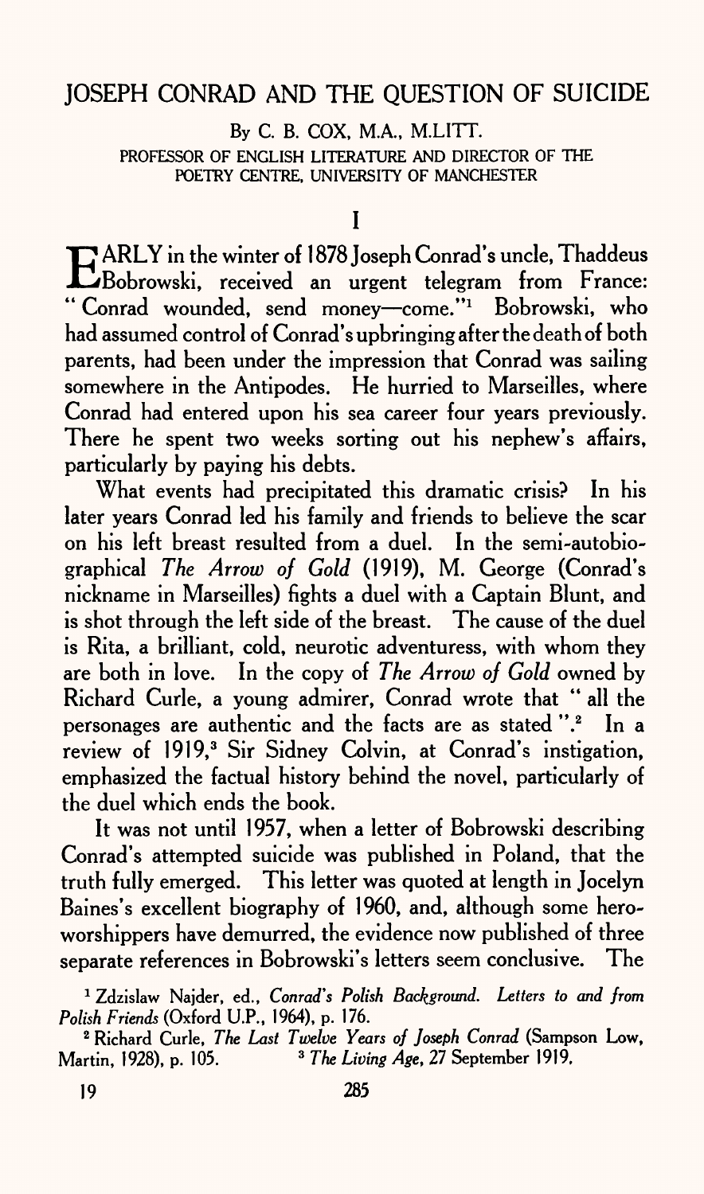# JOSEPH CONRAD AND THE QUESTION OF SUICIDE

By C. B. COX, M.A., M.LITT.

PROFESSOR OF ENGLISH LITERATURE AND DIRECTOR OF THE POETRY CENTRE, UNIVERSITY OF MANCHESTER

## I

EARLY in the winter of 1878 Joseph Conrad's uncle, Thaddeus Bobrowski, received an urgent telegram from France: "Conrad wounded, send money—come."[1] Bobrowski, who had assumed control of Conrad's upbringing after the death of both parents, had been under the impression that Conrad was sailing somewhere in the Antipodes. He hurried to Marseilles, where Conrad had entered upon his sea career four years previously. There he spent two weeks sorting out his nephew's affairs, particularly by paying his debts.

What events had precipitated this dramatic crisis? In his later years Conrad led his family and friends to believe the scar on his left breast resulted from a duel. In the semi-autobiographical *The Arrow of Gold* (1919), M. George (Conrad's nickname in Marseilles) fights a duel with a Captain Blunt, and is shot through the left side of the breast. The cause of the duel is Rita, a brilliant, cold, neurotic adventuress, with whom they are both in love. In the copy of *The Arrow of Gold* owned by Richard Curle, a young admirer, Conrad wrote that "all the personages are authentic and the facts are as stated".[2] In a review of 1919,[3] Sir Sidney Colvin, at Conrad's instigation, emphasized the factual history behind the novel, particularly of the duel which ends the book.

It was not until 1957, when a letter of Bobrowski describing Conrad's attempted suicide was published in Poland, that the truth fully emerged. This letter was quoted at length in Jocelyn Baines's excellent biography of 1960, and, although some hero-worshippers have demurred, the evidence now published of three separate references in Bobrowski's letters seem conclusive. The

[1] Zdzislaw Najder, ed., *Conrad's Polish Background. Letters to and from Polish Friends* (Oxford U.P., 1964), p. 176.

[2] Richard Curle, *The Last Twelve Years of Joseph Conrad* (Sampson Low, Martin, 1928), p. 105.

[3] *The Living Age*, 27 September 1919.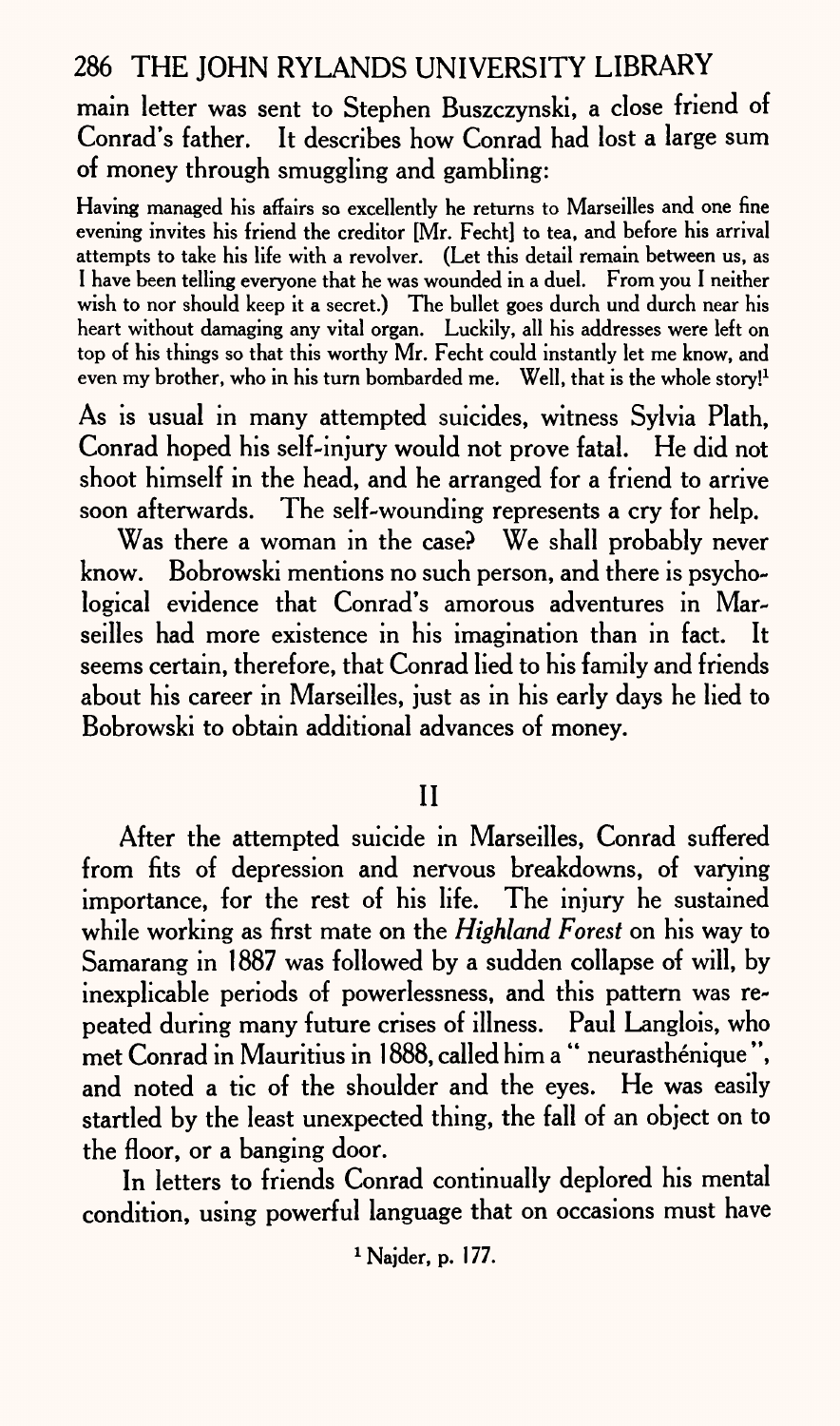main letter was sent to Stephen Buszczynski, a close friend of Conrad's father. It describes how Conrad had lost a large sum of money through smuggling and gambling:

> Having managed his affairs so excellently he returns to Marseilles and one fine evening invites his friend the creditor [Mr. Fecht] to tea, and before his arrival attempts to take his life with a revolver. (Let this detail remain between us, as I have been telling everyone that he was wounded in a duel. From you I neither wish to nor should keep it a secret.) The bullet goes durch und durch near his heart without damaging any vital organ. Luckily, all his addresses were left on top of his things so that this worthy Mr. Fecht could instantly let me know, and even my brother, who in his turn bombarded me. Well, that is the whole story![1]

As is usual in many attempted suicides, witness Sylvia Plath, Conrad hoped his self-injury would not prove fatal. He did not shoot himself in the head, and he arranged for a friend to arrive soon afterwards. The self-wounding represents a cry for help.

Was there a woman in the case? We shall probably never know. Bobrowski mentions no such person, and there is psychological evidence that Conrad's amorous adventures in Marseilles had more existence in his imagination than in fact. It seems certain, therefore, that Conrad lied to his family and friends about his career in Marseilles, just as in his early days he lied to Bobrowski to obtain additional advances of money.

## II

After the attempted suicide in Marseilles, Conrad suffered from fits of depression and nervous breakdowns, of varying importance, for the rest of his life. The injury he sustained while working as first mate on the *Highland Forest* on his way to Samarang in 1887 was followed by a sudden collapse of will, by inexplicable periods of powerlessness, and this pattern was repeated during many future crises of illness. Paul Langlois, who met Conrad in Mauritius in 1888, called him a "neurasthénique", and noted a tic of the shoulder and the eyes. He was easily startled by the least unexpected thing, the fall of an object on to the floor, or a banging door.

In letters to friends Conrad continually deplored his mental condition, using powerful language that on occasions must have

[1] Najder, p. 177.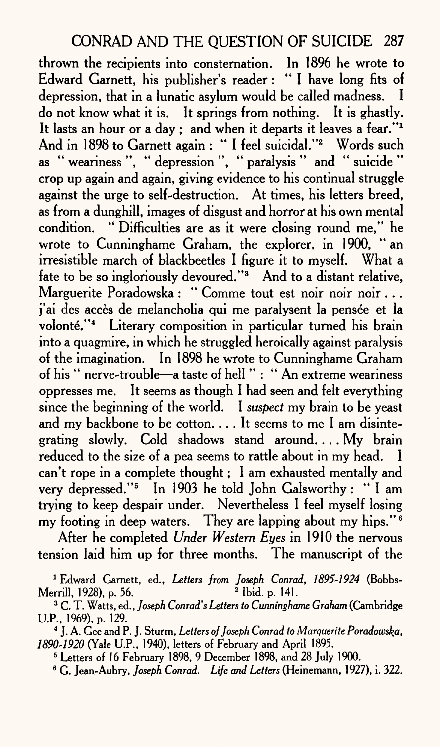thrown the recipients into consternation. In 1896 he wrote to Edward Garnett, his publisher's reader: " I have long fits of depression, that in a lunatic asylum would be called madness. I do not know what it is. It springs from nothing. It is ghastly. It lasts an hour or a day; and when it departs it leaves a fear."[1] And in 1898 to Garnett again: " I feel suicidal."[2] Words such as " weariness ", " depression ", " paralysis " and " suicide " crop up again and again, giving evidence to his continual struggle against the urge to self-destruction. At times, his letters breed, as from a dunghill, images of disgust and horror at his own mental condition. " Difficulties are as it were closing round me," he wrote to Cunninghame Graham, the explorer, in 1900, " an irresistible march of blackbeetles I figure it to myself. What a fate to be so ingloriously devoured."[3] And to a distant relative, Marguerite Poradowska: " Comme tout est noir noir noir . . . j'ai des accès de melancholia qui me paralysent la pensée et la volonté."[4] Literary composition in particular turned his brain into a quagmire, in which he struggled heroically against paralysis of the imagination. In 1898 he wrote to Cunninghame Graham of his " nerve-trouble—a taste of hell ": " An extreme weariness oppresses me. It seems as though I had seen and felt everything since the beginning of the world. I *suspect* my brain to be yeast and my backbone to be cotton. . . . It seems to me I am disintegrating slowly. Cold shadows stand around. . . . My brain reduced to the size of a pea seems to rattle about in my head. I can't rope in a complete thought; I am exhausted mentally and very depressed."[5] In 1903 he told John Galsworthy: " I am trying to keep despair under. Nevertheless I feel myself losing my footing in deep waters. They are lapping about my hips."[6]

After he completed *Under Western Eyes* in 1910 the nervous tension laid him up for three months. The manuscript of the

[1] Edward Garnett, ed., *Letters from Joseph Conrad, 1895-1924* (Bobbs-Merrill, 1928), p. 56.

[2] Ibid. p. 141.

[3] C. T. Watts, ed., *Joseph Conrad's Letters to Cunninghame Graham* (Cambridge U.P., 1969), p. 129.

[4] J. A. Gee and P. J. Sturm, *Letters of Joseph Conrad to Marguerite Poradowska, 1890-1920* (Yale U.P., 1940), letters of February and April 1895.

[5] Letters of 16 February 1898, 9 December 1898, and 28 July 1900.

[6] G. Jean-Aubry, *Joseph Conrad. Life and Letters* (Heinemann, 1927), i. 322.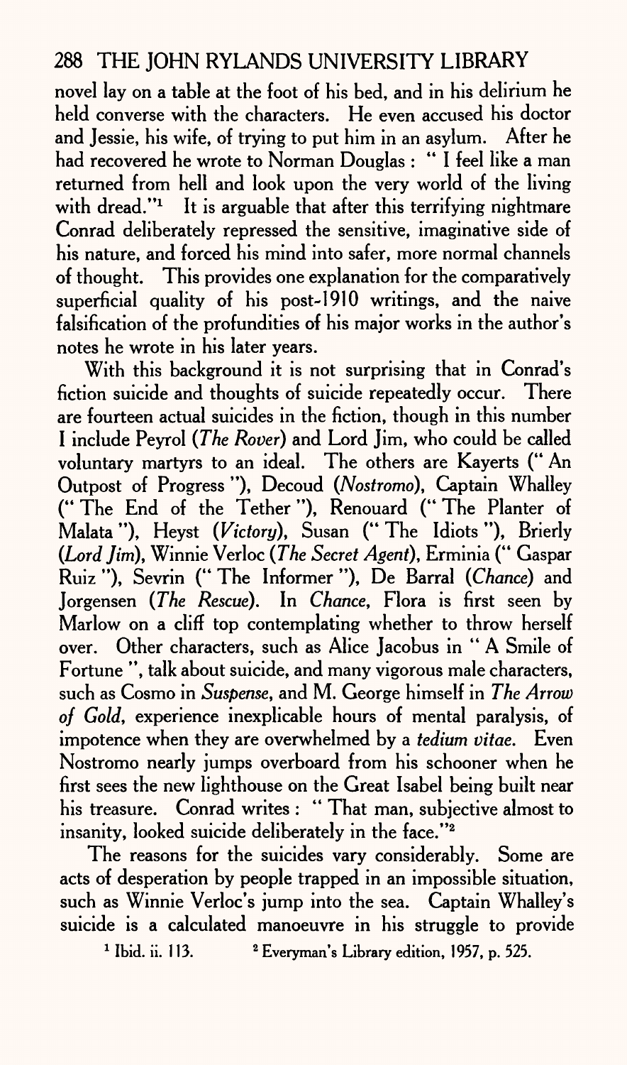novel lay on a table at the foot of his bed, and in his delirium he held converse with the characters. He even accused his doctor and Jessie, his wife, of trying to put him in an asylum. After he had recovered he wrote to Norman Douglas : " I feel like a man returned from hell and look upon the very world of the living with dread."[1] It is arguable that after this terrifying nightmare Conrad deliberately repressed the sensitive, imaginative side of his nature, and forced his mind into safer, more normal channels of thought. This provides one explanation for the comparatively superficial quality of his post-1910 writings, and the naive falsification of the profundities of his major works in the author's notes he wrote in his later years.

With this background it is not surprising that in Conrad's fiction suicide and thoughts of suicide repeatedly occur. There are fourteen actual suicides in the fiction, though in this number I include Peyrol (*The Rover*) and Lord Jim, who could be called voluntary martyrs to an ideal. The others are Kayerts (" An Outpost of Progress "), Decoud (*Nostromo*), Captain Whalley (" The End of the Tether "), Renouard (" The Planter of Malata "), Heyst (*Victory*), Susan (" The Idiots "), Brierly (*Lord Jim*), Winnie Verloc (*The Secret Agent*), Erminia (" Gaspar Ruiz "), Sevrin (" The Informer "), De Barral (*Chance*) and Jorgensen (*The Rescue*). In *Chance*, Flora is first seen by Marlow on a cliff top contemplating whether to throw herself over. Other characters, such as Alice Jacobus in " A Smile of Fortune ", talk about suicide, and many vigorous male characters, such as Cosmo in *Suspense*, and M. George himself in *The Arrow of Gold*, experience inexplicable hours of mental paralysis, of impotence when they are overwhelmed by a *tedium vitae*. Even Nostromo nearly jumps overboard from his schooner when he first sees the new lighthouse on the Great Isabel being built near his treasure. Conrad writes : " That man, subjective almost to insanity, looked suicide deliberately in the face."[2]

The reasons for the suicides vary considerably. Some are acts of desperation by people trapped in an impossible situation, such as Winnie Verloc's jump into the sea. Captain Whalley's suicide is a calculated manoeuvre in his struggle to provide

[1] Ibid. ii. 113. [2] Everyman's Library edition, 1957, p. 525.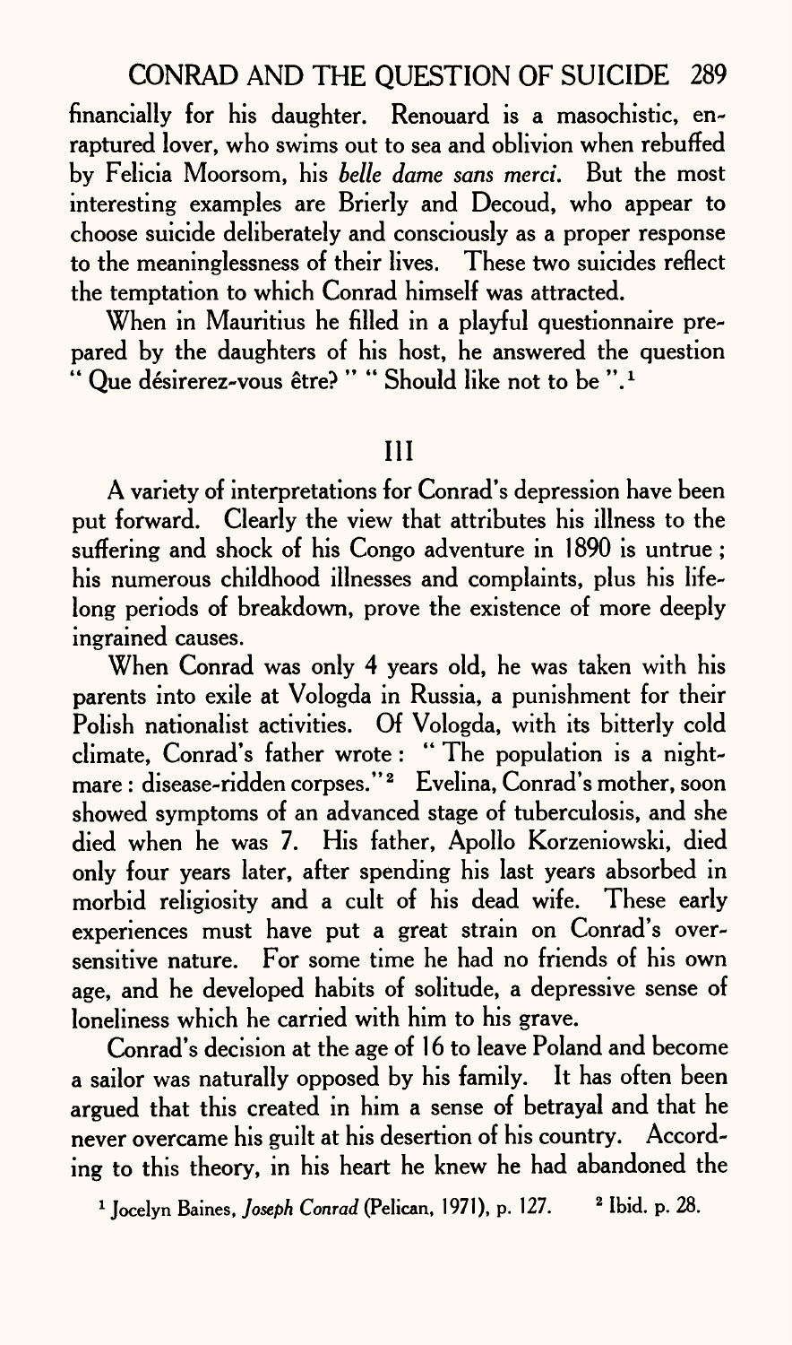financially for his daughter. Renouard is a masochistic, enraptured lover, who swims out to sea and oblivion when rebuffed by Felicia Moorsom, his *belle dame sans merci*. But the most interesting examples are Brierly and Decoud, who appear to choose suicide deliberately and consciously as a proper response to the meaninglessness of their lives. These two suicides reflect the temptation to which Conrad himself was attracted.

When in Mauritius he filled in a playful questionnaire prepared by the daughters of his host, he answered the question " Que désirerez-vous être? " " Should like not to be ".[1]

## III

A variety of interpretations for Conrad's depression have been put forward. Clearly the view that attributes his illness to the suffering and shock of his Congo adventure in 1890 is untrue; his numerous childhood illnesses and complaints, plus his lifelong periods of breakdown, prove the existence of more deeply ingrained causes.

When Conrad was only 4 years old, he was taken with his parents into exile at Vologda in Russia, a punishment for their Polish nationalist activities. Of Vologda, with its bitterly cold climate, Conrad's father wrote: " The population is a nightmare: disease-ridden corpses."[2] Evelina, Conrad's mother, soon showed symptoms of an advanced stage of tuberculosis, and she died when he was 7. His father, Apollo Korzeniowski, died only four years later, after spending his last years absorbed in morbid religiosity and a cult of his dead wife. These early experiences must have put a great strain on Conrad's oversensitive nature. For some time he had no friends of his own age, and he developed habits of solitude, a depressive sense of loneliness which he carried with him to his grave.

Conrad's decision at the age of 16 to leave Poland and become a sailor was naturally opposed by his family. It has often been argued that this created in him a sense of betrayal and that he never overcame his guilt at his desertion of his country. According to this theory, in his heart he knew he had abandoned the

[1] Jocelyn Baines, *Joseph Conrad* (Pelican, 1971), p. 127. [2] Ibid. p. 28.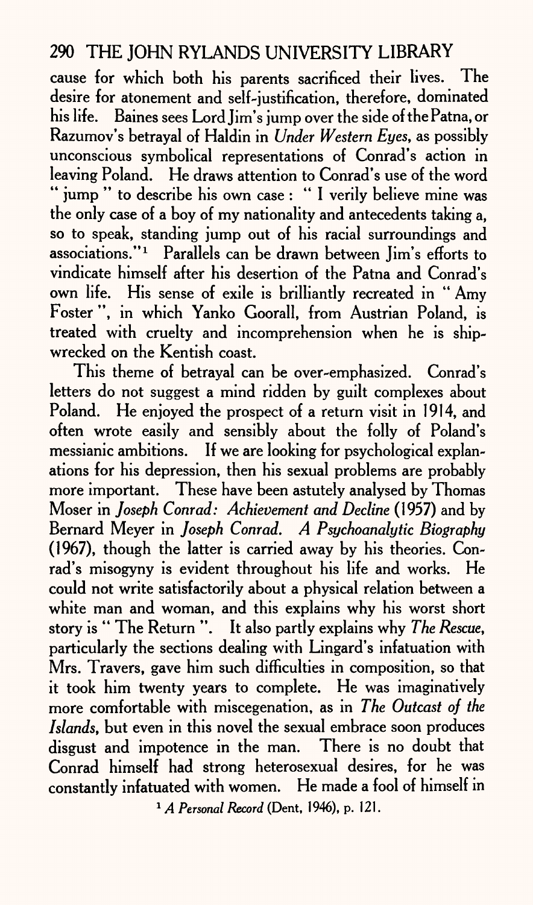cause for which both his parents sacrificed their lives. The desire for atonement and self-justification, therefore, dominated his life. Baines sees Lord Jim's jump over the side of the Patna, or Razumov's betrayal of Haldin in *Under Western Eyes*, as possibly unconscious symbolical representations of Conrad's action in leaving Poland. He draws attention to Conrad's use of the word " jump " to describe his own case : " I verily believe mine was the only case of a boy of my nationality and antecedents taking a, so to speak, standing jump out of his racial surroundings and associations."[1] Parallels can be drawn between Jim's efforts to vindicate himself after his desertion of the Patna and Conrad's own life. His sense of exile is brilliantly recreated in " Amy Foster ", in which Yanko Goorall, from Austrian Poland, is treated with cruelty and incomprehension when he is shipwrecked on the Kentish coast.

This theme of betrayal can be over-emphasized. Conrad's letters do not suggest a mind ridden by guilt complexes about Poland. He enjoyed the prospect of a return visit in 1914, and often wrote easily and sensibly about the folly of Poland's messianic ambitions. If we are looking for psychological explanations for his depression, then his sexual problems are probably more important. These have been astutely analysed by Thomas Moser in *Joseph Conrad: Achievement and Decline* (1957) and by Bernard Meyer in *Joseph Conrad. A Psychoanalytic Biography* (1967), though the latter is carried away by his theories. Conrad's misogyny is evident throughout his life and works. He could not write satisfactorily about a physical relation between a white man and woman, and this explains why his worst short story is " The Return ". It also partly explains why *The Rescue*, particularly the sections dealing with Lingard's infatuation with Mrs. Travers, gave him such difficulties in composition, so that it took him twenty years to complete. He was imaginatively more comfortable with miscegenation, as in *The Outcast of the Islands*, but even in this novel the sexual embrace soon produces disgust and impotence in the man. There is no doubt that Conrad himself had strong heterosexual desires, for he was constantly infatuated with women. He made a fool of himself in

[1] *A Personal Record* (Dent, 1946), p. 121.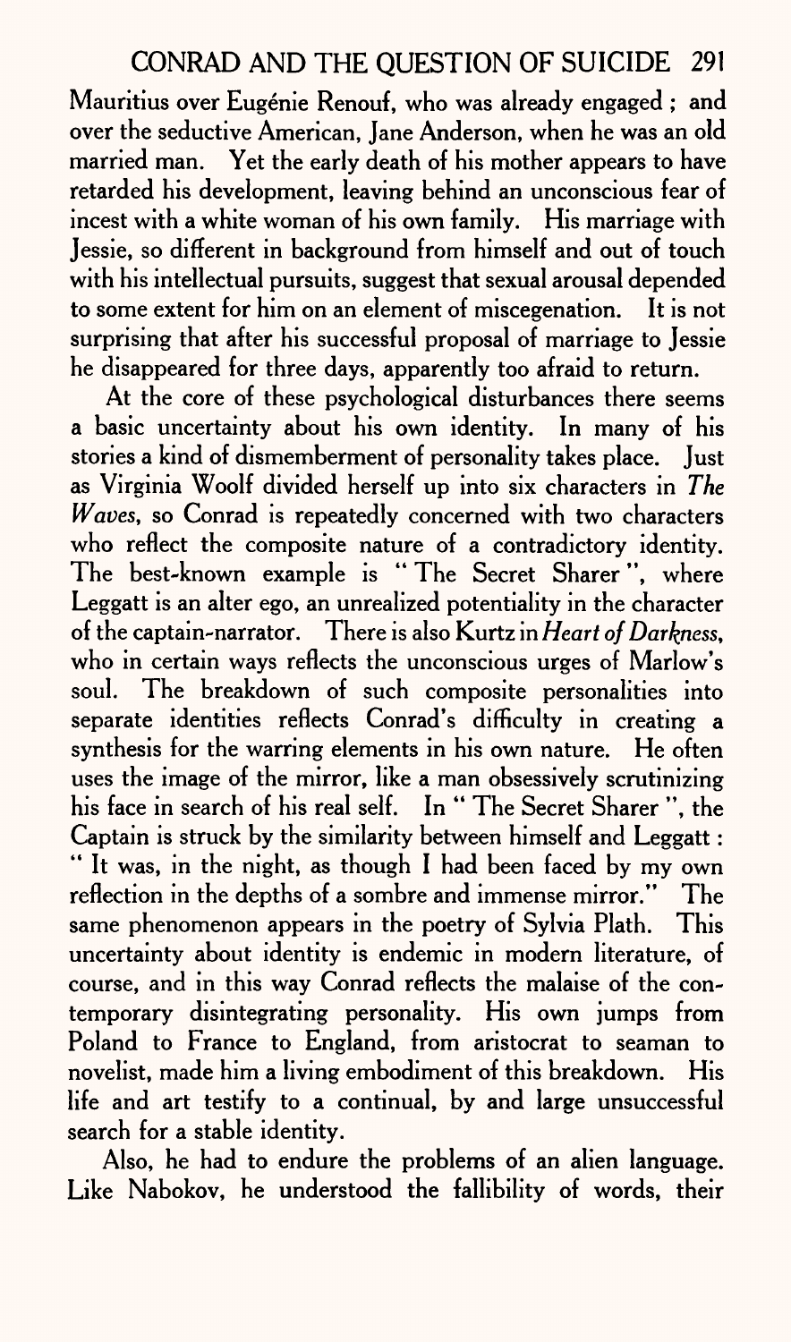Mauritius over Eugénie Renouf, who was already engaged ; and over the seductive American, Jane Anderson, when he was an old married man. Yet the early death of his mother appears to have retarded his development, leaving behind an unconscious fear of incest with a white woman of his own family. His marriage with Jessie, so different in background from himself and out of touch with his intellectual pursuits, suggest that sexual arousal depended to some extent for him on an element of miscegenation. It is not surprising that after his successful proposal of marriage to Jessie he disappeared for three days, apparently too afraid to return.

At the core of these psychological disturbances there seems a basic uncertainty about his own identity. In many of his stories a kind of dismemberment of personality takes place. Just as Virginia Woolf divided herself up into six characters in *The Waves*, so Conrad is repeatedly concerned with two characters who reflect the composite nature of a contradictory identity. The best-known example is " The Secret Sharer ", where Leggatt is an alter ego, an unrealized potentiality in the character of the captain-narrator. There is also Kurtz in *Heart of Darkness*, who in certain ways reflects the unconscious urges of Marlow's soul. The breakdown of such composite personalities into separate identities reflects Conrad's difficulty in creating a synthesis for the warring elements in his own nature. He often uses the image of the mirror, like a man obsessively scrutinizing his face in search of his real self. In " The Secret Sharer ", the Captain is struck by the similarity between himself and Leggatt : " It was, in the night, as though I had been faced by my own reflection in the depths of a sombre and immense mirror." The same phenomenon appears in the poetry of Sylvia Plath. This uncertainty about identity is endemic in modern literature, of course, and in this way Conrad reflects the malaise of the contemporary disintegrating personality. His own jumps from Poland to France to England, from aristocrat to seaman to novelist, made him a living embodiment of this breakdown. His life and art testify to a continual, by and large unsuccessful search for a stable identity.

Also, he had to endure the problems of an alien language. Like Nabokov, he understood the fallibility of words, their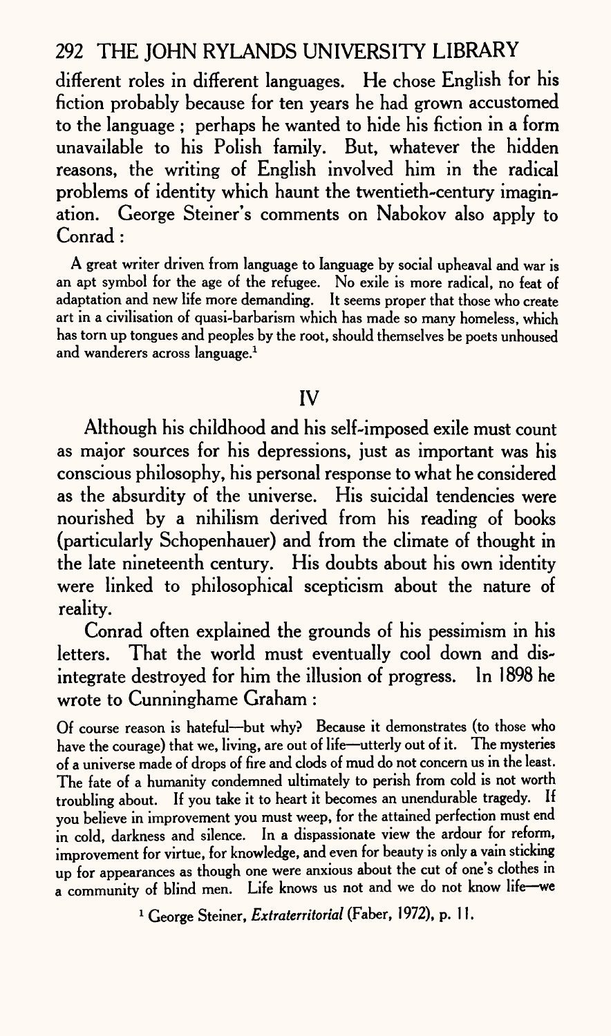different roles in different languages. He chose English for his fiction probably because for ten years he had grown accustomed to the language ; perhaps he wanted to hide his fiction in a form unavailable to his Polish family. But, whatever the hidden reasons, the writing of English involved him in the radical problems of identity which haunt the twentieth-century imagination. George Steiner's comments on Nabokov also apply to Conrad :

> A great writer driven from language to language by social upheaval and war is an apt symbol for the age of the refugee. No exile is more radical, no feat of adaptation and new life more demanding. It seems proper that those who create art in a civilisation of quasi-barbarism which has made so many homeless, which has torn up tongues and peoples by the root, should themselves be poets unhoused and wanderers across language.[1]

## IV

Although his childhood and his self-imposed exile must count as major sources for his depressions, just as important was his conscious philosophy, his personal response to what he considered as the absurdity of the universe. His suicidal tendencies were nourished by a nihilism derived from his reading of books (particularly Schopenhauer) and from the climate of thought in the late nineteenth century. His doubts about his own identity were linked to philosophical scepticism about the nature of reality.

Conrad often explained the grounds of his pessimism in his letters. That the world must eventually cool down and disintegrate destroyed for him the illusion of progress. In 1898 he wrote to Cunninghame Graham :

> Of course reason is hateful—but why? Because it demonstrates (to those who have the courage) that we, living, are out of life—utterly out of it. The mysteries of a universe made of drops of fire and clods of mud do not concern us in the least. The fate of a humanity condemned ultimately to perish from cold is not worth troubling about. If you take it to heart it becomes an unendurable tragedy. If you believe in improvement you must weep, for the attained perfection must end in cold, darkness and silence. In a dispassionate view the ardour for reform, improvement for virtue, for knowledge, and even for beauty is only a vain sticking up for appearances as though one were anxious about the cut of one's clothes in a community of blind men. Life knows us not and we do not know life—we

[1] George Steiner, *Extraterritorial* (Faber, 1972), p. 11.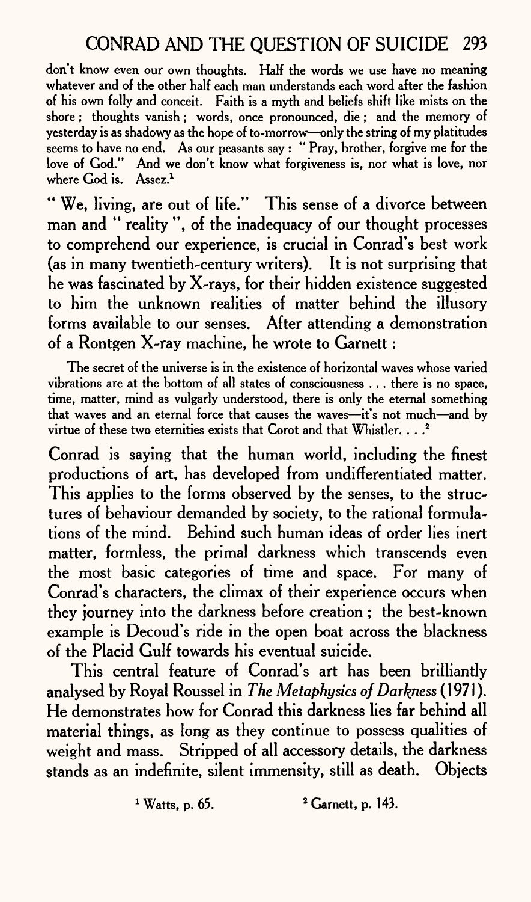don't know even our own thoughts. Half the words we use have no meaning whatever and of the other half each man understands each word after the fashion of his own folly and conceit. Faith is a myth and beliefs shift like mists on the shore; thoughts vanish; words, once pronounced, die; and the memory of yesterday is as shadowy as the hope of to-morrow—only the string of my platitudes seems to have no end. As our peasants say: "Pray, brother, forgive me for the love of God." And we don't know what forgiveness is, nor what is love, nor where God is. Assez.[1]

"We, living, are out of life." This sense of a divorce between man and "reality", of the inadequacy of our thought processes to comprehend our experience, is crucial in Conrad's best work (as in many twentieth-century writers). It is not surprising that he was fascinated by X-rays, for their hidden existence suggested to him the unknown realities of matter behind the illusory forms available to our senses. After attending a demonstration of a Rontgen X-ray machine, he wrote to Garnett:

> The secret of the universe is in the existence of horizontal waves whose varied vibrations are at the bottom of all states of consciousness . . . there is no space, time, matter, mind as vulgarly understood, there is only the eternal something that waves and an eternal force that causes the waves—it's not much—and by virtue of these two eternities exists that Corot and that Whistler. . . .[2]

Conrad is saying that the human world, including the finest productions of art, has developed from undifferentiated matter. This applies to the forms observed by the senses, to the structures of behaviour demanded by society, to the rational formulations of the mind. Behind such human ideas of order lies inert matter, formless, the primal darkness which transcends even the most basic categories of time and space. For many of Conrad's characters, the climax of their experience occurs when they journey into the darkness before creation; the best-known example is Decoud's ride in the open boat across the blackness of the Placid Gulf towards his eventual suicide.

This central feature of Conrad's art has been brilliantly analysed by Royal Roussel in *The Metaphysics of Darkness* (1971). He demonstrates how for Conrad this darkness lies far behind all material things, as long as they continue to possess qualities of weight and mass. Stripped of all accessory details, the darkness stands as an indefinite, silent immensity, still as death. Objects

[1] Watts, p. 65. [2] Garnett, p. 143.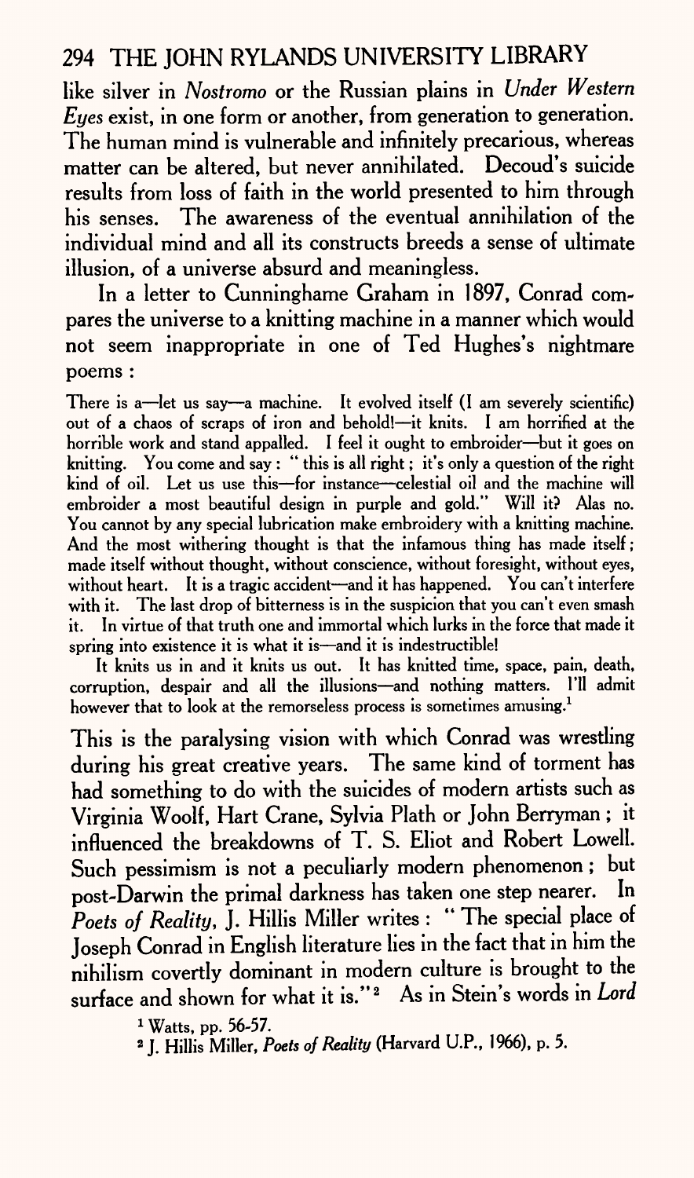like silver in *Nostromo* or the Russian plains in *Under Western Eyes* exist, in one form or another, from generation to generation. The human mind is vulnerable and infinitely precarious, whereas matter can be altered, but never annihilated. Decoud's suicide results from loss of faith in the world presented to him through his senses. The awareness of the eventual annihilation of the individual mind and all its constructs breeds a sense of ultimate illusion, of a universe absurd and meaningless.

In a letter to Cunninghame Graham in 1897, Conrad compares the universe to a knitting machine in a manner which would not seem inappropriate in one of Ted Hughes's nightmare poems :

> There is a—let us say—a machine. It evolved itself (I am severely scientific) out of a chaos of scraps of iron and behold!—it knits. I am horrified at the horrible work and stand appalled. I feel it ought to embroider—but it goes on knitting. You come and say : " this is all right ; it's only a question of the right kind of oil. Let us use this—for instance—celestial oil and the machine will embroider a most beautiful design in purple and gold." Will it? Alas no. You cannot by any special lubrication make embroidery with a knitting machine. And the most withering thought is that the infamous thing has made itself ; made itself without thought, without conscience, without foresight, without eyes, without heart. It is a tragic accident—and it has happened. You can't interfere with it. The last drop of bitterness is in the suspicion that you can't even smash it. In virtue of that truth one and immortal which lurks in the force that made it spring into existence it is what it is—and it is indestructible!
>
> It knits us in and it knits us out. It has knitted time, space, pain, death, corruption, despair and all the illusions—and nothing matters. I'll admit however that to look at the remorseless process is sometimes amusing.[1]

This is the paralysing vision with which Conrad was wrestling during his great creative years. The same kind of torment has had something to do with the suicides of modern artists such as Virginia Woolf, Hart Crane, Sylvia Plath or John Berryman ; it influenced the breakdowns of T. S. Eliot and Robert Lowell. Such pessimism is not a peculiarly modern phenomenon ; but post-Darwin the primal darkness has taken one step nearer. In *Poets of Reality*, J. Hillis Miller writes : " The special place of Joseph Conrad in English literature lies in the fact that in him the nihilism covertly dominant in modern culture is brought to the surface and shown for what it is."[2] As in Stein's words in *Lord*

[1] Watts, pp. 56-57.

[2] J. Hillis Miller, *Poets of Reality* (Harvard U.P., 1966), p. 5.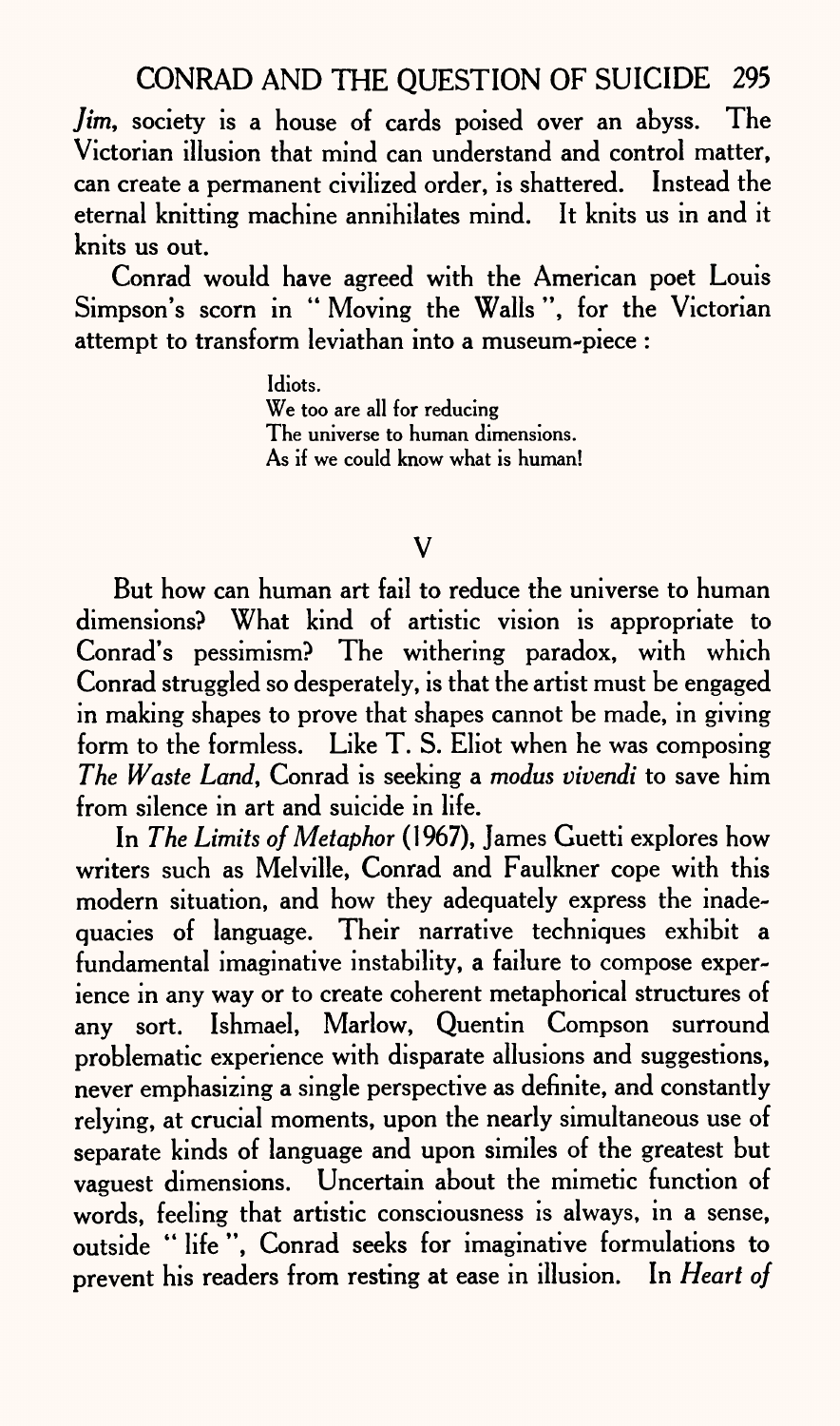*Jim*, society is a house of cards poised over an abyss. The Victorian illusion that mind can understand and control matter, can create a permanent civilized order, is shattered. Instead the eternal knitting machine annihilates mind. It knits us in and it knits us out.

Conrad would have agreed with the American poet Louis Simpson's scorn in " Moving the Walls ", for the Victorian attempt to transform leviathan into a museum-piece :

> Idiots.
> We too are all for reducing
> The universe to human dimensions.
> As if we could know what is human!

## V

But how can human art fail to reduce the universe to human dimensions? What kind of artistic vision is appropriate to Conrad's pessimism? The withering paradox, with which Conrad struggled so desperately, is that the artist must be engaged in making shapes to prove that shapes cannot be made, in giving form to the formless. Like T. S. Eliot when he was composing *The Waste Land*, Conrad is seeking a *modus vivendi* to save him from silence in art and suicide in life.

In *The Limits of Metaphor* (1967), James Guetti explores how writers such as Melville, Conrad and Faulkner cope with this modern situation, and how they adequately express the inadequacies of language. Their narrative techniques exhibit a fundamental imaginative instability, a failure to compose experience in any way or to create coherent metaphorical structures of any sort. Ishmael, Marlow, Quentin Compson surround problematic experience with disparate allusions and suggestions, never emphasizing a single perspective as definite, and constantly relying, at crucial moments, upon the nearly simultaneous use of separate kinds of language and upon similes of the greatest but vaguest dimensions. Uncertain about the mimetic function of words, feeling that artistic consciousness is always, in a sense, outside " life ", Conrad seeks for imaginative formulations to prevent his readers from resting at ease in illusion. In *Heart of*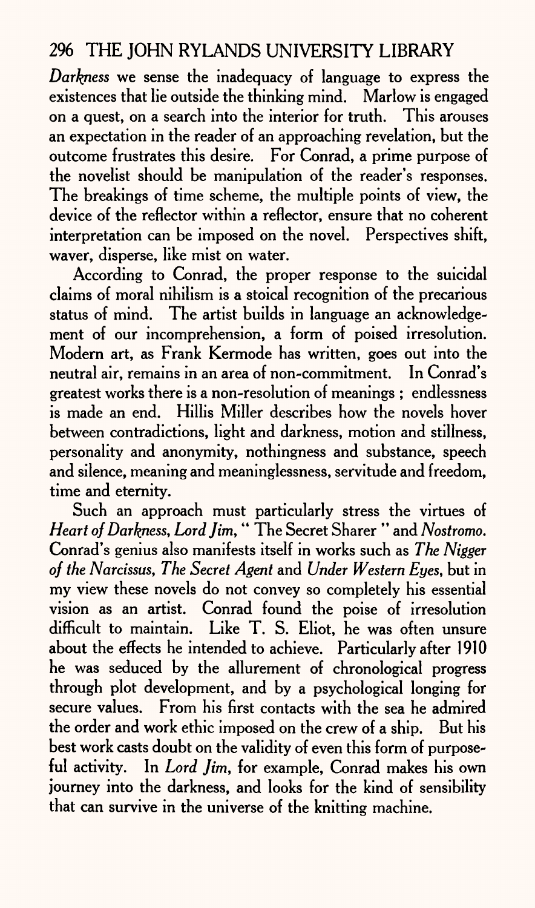*Darkness* we sense the inadequacy of language to express the existences that lie outside the thinking mind. Marlow is engaged on a quest, on a search into the interior for truth. This arouses an expectation in the reader of an approaching revelation, but the outcome frustrates this desire. For Conrad, a prime purpose of the novelist should be manipulation of the reader's responses. The breakings of time scheme, the multiple points of view, the device of the reflector within a reflector, ensure that no coherent interpretation can be imposed on the novel. Perspectives shift, waver, disperse, like mist on water.

According to Conrad, the proper response to the suicidal claims of moral nihilism is a stoical recognition of the precarious status of mind. The artist builds in language an acknowledgement of our incomprehension, a form of poised irresolution. Modern art, as Frank Kermode has written, goes out into the neutral air, remains in an area of non-commitment. In Conrad's greatest works there is a non-resolution of meanings ; endlessness is made an end. Hillis Miller describes how the novels hover between contradictions, light and darkness, motion and stillness, personality and anonymity, nothingness and substance, speech and silence, meaning and meaninglessness, servitude and freedom, time and eternity.

Such an approach must particularly stress the virtues of *Heart of Darkness*, *Lord Jim*, " The Secret Sharer " and *Nostromo*. Conrad's genius also manifests itself in works such as *The Nigger of the Narcissus*, *The Secret Agent* and *Under Western Eyes*, but in my view these novels do not convey so completely his essential vision as an artist. Conrad found the poise of irresolution difficult to maintain. Like T. S. Eliot, he was often unsure about the effects he intended to achieve. Particularly after 1910 he was seduced by the allurement of chronological progress through plot development, and by a psychological longing for secure values. From his first contacts with the sea he admired the order and work ethic imposed on the crew of a ship. But his best work casts doubt on the validity of even this form of purposeful activity. In *Lord Jim*, for example, Conrad makes his own journey into the darkness, and looks for the kind of sensibility that can survive in the universe of the knitting machine.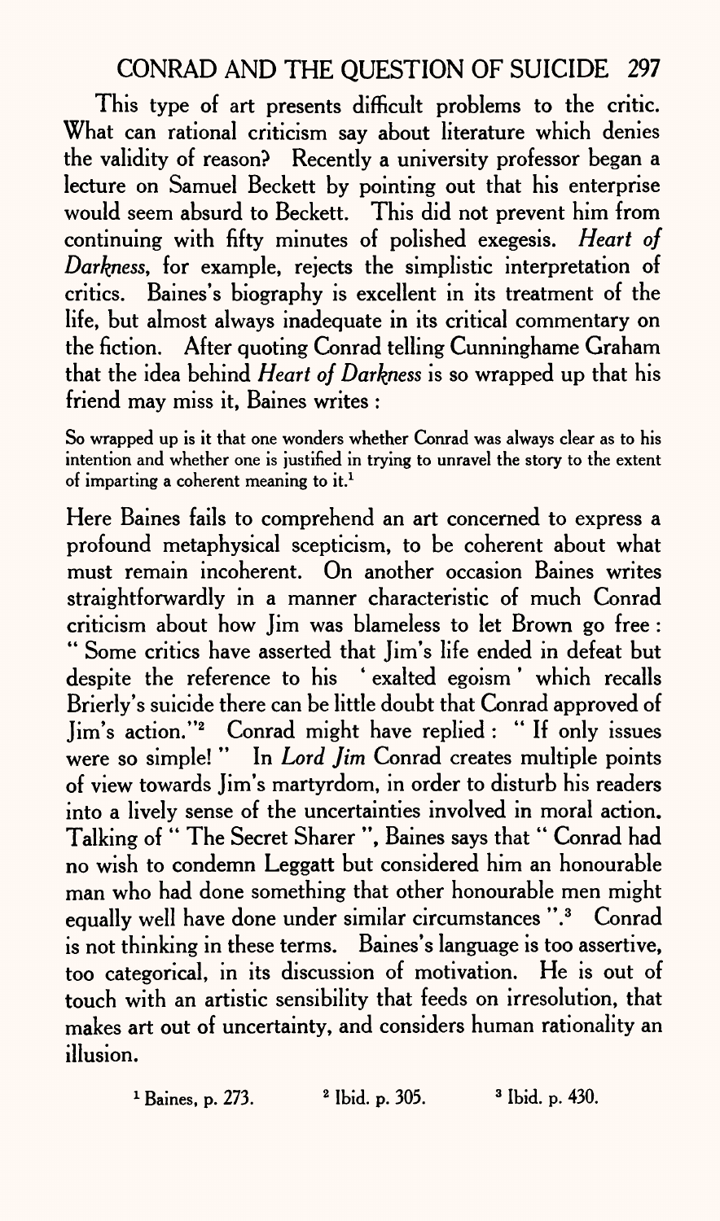This type of art presents difficult problems to the critic. What can rational criticism say about literature which denies the validity of reason? Recently a university professor began a lecture on Samuel Beckett by pointing out that his enterprise would seem absurd to Beckett. This did not prevent him from continuing with fifty minutes of polished exegesis. *Heart of Darkness*, for example, rejects the simplistic interpretation of critics. Baines's biography is excellent in its treatment of the life, but almost always inadequate in its critical commentary on the fiction. After quoting Conrad telling Cunninghame Graham that the idea behind *Heart of Darkness* is so wrapped up that his friend may miss it, Baines writes :

> So wrapped up is it that one wonders whether Conrad was always clear as to his intention and whether one is justified in trying to unravel the story to the extent of imparting a coherent meaning to it.[1]

Here Baines fails to comprehend an art concerned to express a profound metaphysical scepticism, to be coherent about what must remain incoherent. On another occasion Baines writes straightforwardly in a manner characteristic of much Conrad criticism about how Jim was blameless to let Brown go free : " Some critics have asserted that Jim's life ended in defeat but despite the reference to his 'exalted egoism' which recalls Brierly's suicide there can be little doubt that Conrad approved of Jim's action."[2] Conrad might have replied : " If only issues were so simple! " In *Lord Jim* Conrad creates multiple points of view towards Jim's martyrdom, in order to disturb his readers into a lively sense of the uncertainties involved in moral action. Talking of " The Secret Sharer ", Baines says that " Conrad had no wish to condemn Leggatt but considered him an honourable man who had done something that other honourable men might equally well have done under similar circumstances ".[3] Conrad is not thinking in these terms. Baines's language is too assertive, too categorical, in its discussion of motivation. He is out of touch with an artistic sensibility that feeds on irresolution, that makes art out of uncertainty, and considers human rationality an illusion.

[1] Baines, p. 273. [2] Ibid. p. 305. [3] Ibid. p. 430.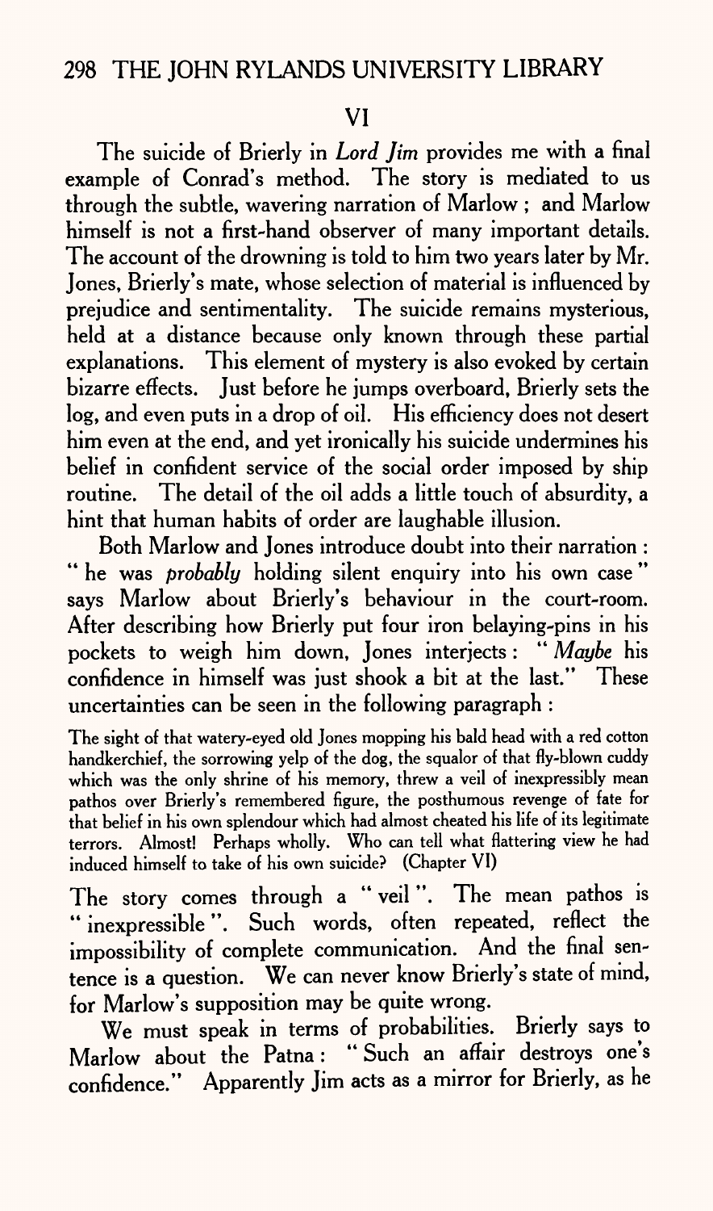## VI

The suicide of Brierly in *Lord Jim* provides me with a final example of Conrad's method. The story is mediated to us through the subtle, wavering narration of Marlow ; and Marlow himself is not a first-hand observer of many important details. The account of the drowning is told to him two years later by Mr. Jones, Brierly's mate, whose selection of material is influenced by prejudice and sentimentality. The suicide remains mysterious, held at a distance because only known through these partial explanations. This element of mystery is also evoked by certain bizarre effects. Just before he jumps overboard, Brierly sets the log, and even puts in a drop of oil. His efficiency does not desert him even at the end, and yet ironically his suicide undermines his belief in confident service of the social order imposed by ship routine. The detail of the oil adds a little touch of absurdity, a hint that human habits of order are laughable illusion.

Both Marlow and Jones introduce doubt into their narration : " he was *probably* holding silent enquiry into his own case " says Marlow about Brierly's behaviour in the court-room. After describing how Brierly put four iron belaying-pins in his pockets to weigh him down, Jones interjects : " *Maybe* his confidence in himself was just shook a bit at the last." These uncertainties can be seen in the following paragraph :

> The sight of that watery-eyed old Jones mopping his bald head with a red cotton handkerchief, the sorrowing yelp of the dog, the squalor of that fly-blown cuddy which was the only shrine of his memory, threw a veil of inexpressibly mean pathos over Brierly's remembered figure, the posthumous revenge of fate for that belief in his own splendour which had almost cheated his life of its legitimate terrors. Almost! Perhaps wholly. Who can tell what flattering view he had induced himself to take of his own suicide? (Chapter VI)

The story comes through a " veil ". The mean pathos is " inexpressible ". Such words, often repeated, reflect the impossibility of complete communication. And the final sentence is a question. We can never know Brierly's state of mind, for Marlow's supposition may be quite wrong.

We must speak in terms of probabilities. Brierly says to Marlow about the Patna : " Such an affair destroys one's confidence." Apparently Jim acts as a mirror for Brierly, as he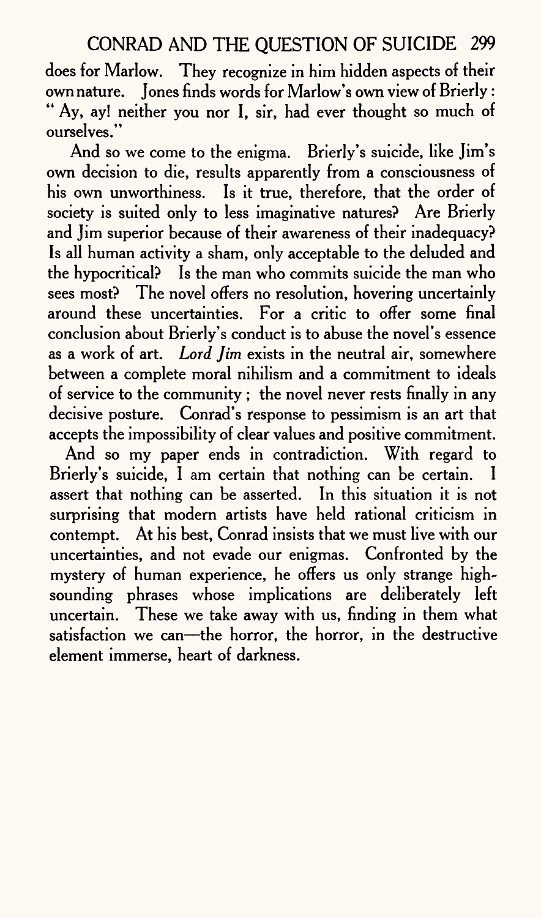does for Marlow. They recognize in him hidden aspects of their own nature. Jones finds words for Marlow's own view of Brierly: "Ay, ay! neither you nor I, sir, had ever thought so much of ourselves."

And so we come to the enigma. Brierly's suicide, like Jim's own decision to die, results apparently from a consciousness of his own unworthiness. Is it true, therefore, that the order of society is suited only to less imaginative natures? Are Brierly and Jim superior because of their awareness of their inadequacy? Is all human activity a sham, only acceptable to the deluded and the hypocritical? Is the man who commits suicide the man who sees most? The novel offers no resolution, hovering uncertainly around these uncertainties. For a critic to offer some final conclusion about Brierly's conduct is to abuse the novel's essence as a work of art. *Lord Jim* exists in the neutral air, somewhere between a complete moral nihilism and a commitment to ideals of service to the community; the novel never rests finally in any decisive posture. Conrad's response to pessimism is an art that accepts the impossibility of clear values and positive commitment.

And so my paper ends in contradiction. With regard to Brierly's suicide, I am certain that nothing can be certain. I assert that nothing can be asserted. In this situation it is not surprising that modern artists have held rational criticism in contempt. At his best, Conrad insists that we must live with our uncertainties, and not evade our enigmas. Confronted by the mystery of human experience, he offers us only strange high-sounding phrases whose implications are deliberately left uncertain. These we take away with us, finding in them what satisfaction we can—the horror, the horror, in the destructive element immerse, heart of darkness.